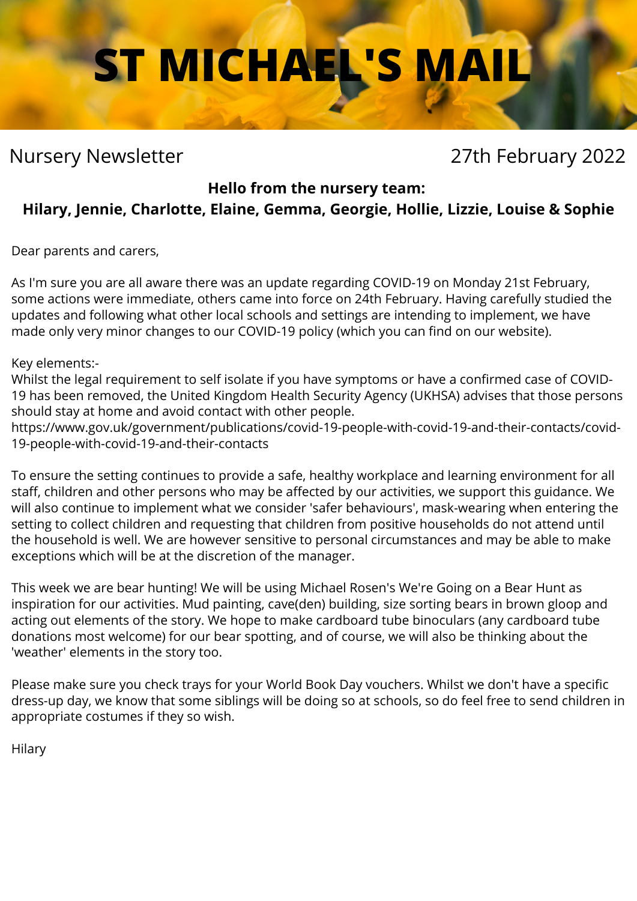# ST MICHAEL'S MAIL

Nursery Newsletter

27th February 2022

**Hello from the nursery team:**
**Hilary, Jennie, Charlotte, Elaine, Gemma, Georgie, Hollie, Lizzie, Louise & Sophie**

Dear parents and carers,

As I'm sure you are all aware there was an update regarding COVID-19 on Monday 21st February, some actions were immediate, others came into force on 24th February. Having carefully studied the updates and following what other local schools and settings are intending to implement, we have made only very minor changes to our COVID-19 policy (which you can find on our website).

Key elements:-
Whilst the legal requirement to self isolate if you have symptoms or have a confirmed case of COVID-19 has been removed, the United Kingdom Health Security Agency (UKHSA) advises that those persons should stay at home and avoid contact with other people.
https://www.gov.uk/government/publications/covid-19-people-with-covid-19-and-their-contacts/covid-19-people-with-covid-19-and-their-contacts

To ensure the setting continues to provide a safe, healthy workplace and learning environment for all staff, children and other persons who may be affected by our activities, we support this guidance. We will also continue to implement what we consider 'safer behaviours', mask-wearing when entering the setting to collect children and requesting that children from positive households do not attend until the household is well. We are however sensitive to personal circumstances and may be able to make exceptions which will be at the discretion of the manager.

This week we are bear hunting! We will be using Michael Rosen's We're Going on a Bear Hunt as inspiration for our activities. Mud painting, cave(den) building, size sorting bears in brown gloop and acting out elements of the story. We hope to make cardboard tube binoculars (any cardboard tube donations most welcome) for our bear spotting, and of course, we will also be thinking about the 'weather' elements in the story too.

Please make sure you check trays for your World Book Day vouchers. Whilst we don't have a specific dress-up day, we know that some siblings will be doing so at schools, so do feel free to send children in appropriate costumes if they so wish.

Hilary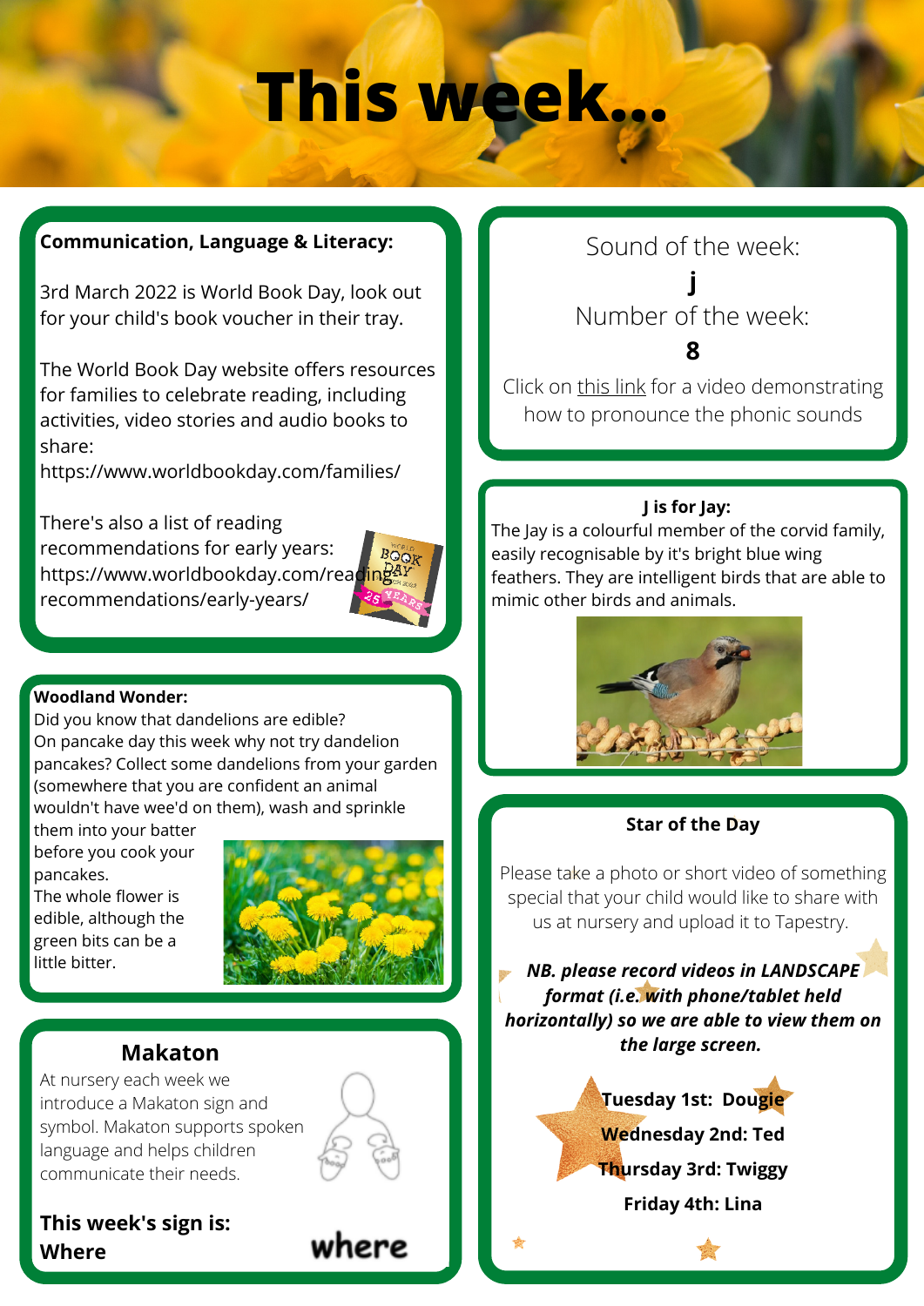# This week...

**Communication, Language & Literacy:**

3rd March 2022 is World Book Day, look out for your child's book voucher in their tray.

The World Book Day website offers resources for families to celebrate reading, including activities, video stories and audio books to share: https://www.worldbookday.com/families/

There's also a list of reading recommendations for early years: https://www.worldbookday.com/reading-recommendations/early-years/

**Woodland Wonder:**

Did you know that dandelions are edible?
On pancake day this week why not try dandelion pancakes? Collect some dandelions from your garden (somewhere that you are confident an animal wouldn't have wee'd on them), wash and sprinkle them into your batter before you cook your pancakes.
The whole flower is edible, although the green bits can be a little bitter.

## Makaton

At nursery each week we introduce a Makaton sign and symbol. Makaton supports spoken language and helps children communicate their needs.

**This week's sign is: Where**

where

Sound of the week:

**j**

Number of the week:

**8**

Click on this link for a video demonstrating how to pronounce the phonic sounds

**J is for Jay:**

The Jay is a colourful member of the corvid family, easily recognisable by it's bright blue wing feathers. They are intelligent birds that are able to mimic other birds and animals.

**Star of the Day**

Please take a photo or short video of something special that your child would like to share with us at nursery and upload it to Tapestry.

***NB. please record videos in LANDSCAPE format (i.e. with phone/tablet held horizontally) so we are able to view them on the large screen.***

**Tuesday 1st: Dougie**
**Wednesday 2nd: Ted**
**Thursday 3rd: Twiggy**
**Friday 4th: Lina**